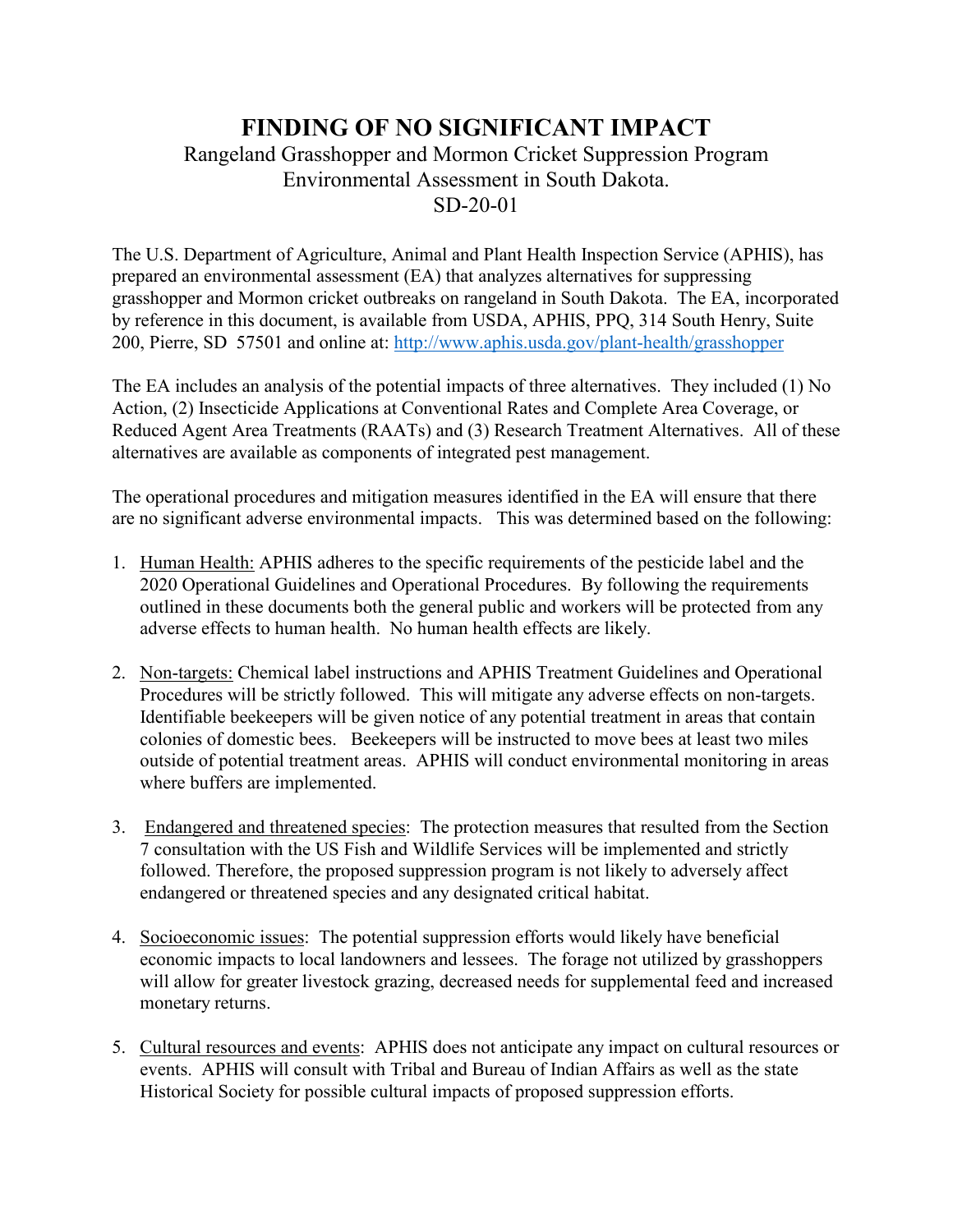# FINDING OF NO SIGNIFICANT IMPACT

Rangeland Grasshopper and Mormon Cricket Suppression Program
Environmental Assessment in South Dakota.
SD-20-01

The U.S. Department of Agriculture, Animal and Plant Health Inspection Service (APHIS), has prepared an environmental assessment (EA) that analyzes alternatives for suppressing grasshopper and Mormon cricket outbreaks on rangeland in South Dakota. The EA, incorporated by reference in this document, is available from USDA, APHIS, PPQ, 314 South Henry, Suite 200, Pierre, SD 57501 and online at: http://www.aphis.usda.gov/plant-health/grasshopper

The EA includes an analysis of the potential impacts of three alternatives. They included (1) No Action, (2) Insecticide Applications at Conventional Rates and Complete Area Coverage, or Reduced Agent Area Treatments (RAATs) and (3) Research Treatment Alternatives. All of these alternatives are available as components of integrated pest management.

The operational procedures and mitigation measures identified in the EA will ensure that there are no significant adverse environmental impacts. This was determined based on the following:

1. Human Health: APHIS adheres to the specific requirements of the pesticide label and the 2020 Operational Guidelines and Operational Procedures. By following the requirements outlined in these documents both the general public and workers will be protected from any adverse effects to human health. No human health effects are likely.

2. Non-targets: Chemical label instructions and APHIS Treatment Guidelines and Operational Procedures will be strictly followed. This will mitigate any adverse effects on non-targets. Identifiable beekeepers will be given notice of any potential treatment in areas that contain colonies of domestic bees. Beekeepers will be instructed to move bees at least two miles outside of potential treatment areas. APHIS will conduct environmental monitoring in areas where buffers are implemented.

3. Endangered and threatened species: The protection measures that resulted from the Section 7 consultation with the US Fish and Wildlife Services will be implemented and strictly followed. Therefore, the proposed suppression program is not likely to adversely affect endangered or threatened species and any designated critical habitat.

4. Socioeconomic issues: The potential suppression efforts would likely have beneficial economic impacts to local landowners and lessees. The forage not utilized by grasshoppers will allow for greater livestock grazing, decreased needs for supplemental feed and increased monetary returns.

5. Cultural resources and events: APHIS does not anticipate any impact on cultural resources or events. APHIS will consult with Tribal and Bureau of Indian Affairs as well as the state Historical Society for possible cultural impacts of proposed suppression efforts.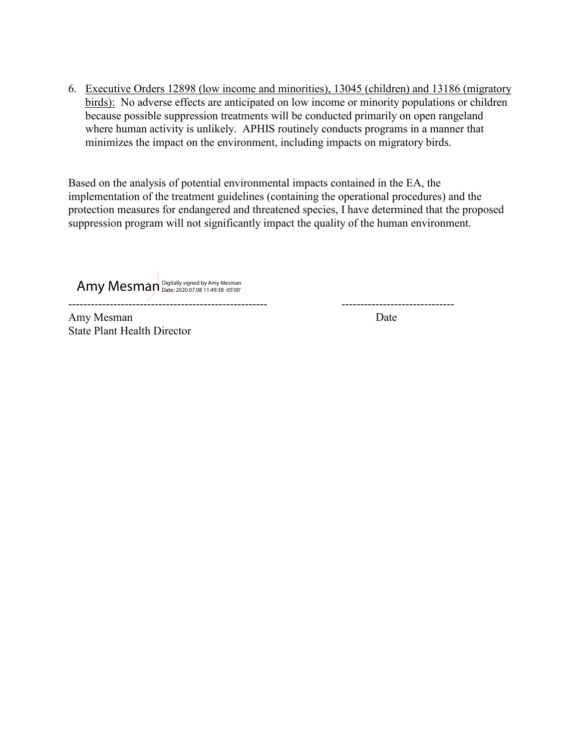6. <u>Executive Orders 12898 (low income and minorities), 13045 (children) and 13186 (migratory birds):</u> No adverse effects are anticipated on low income or minority populations or children because possible suppression treatments will be conducted primarily on open rangeland where human activity is unlikely. APHIS routinely conducts programs in a manner that minimizes the impact on the environment, including impacts on migratory birds.

Based on the analysis of potential environmental impacts contained in the EA, the implementation of the treatment guidelines (containing the operational procedures) and the protection measures for endangered and threatened species, I have determined that the proposed suppression program will not significantly impact the quality of the human environment.

Amy Mesman Digitally signed by Amy Mesman Date: 2020.07.08 11:49:38 -05'00'

----------------------------------------------------- ------------------------------

Amy Mesman Date
State Plant Health Director